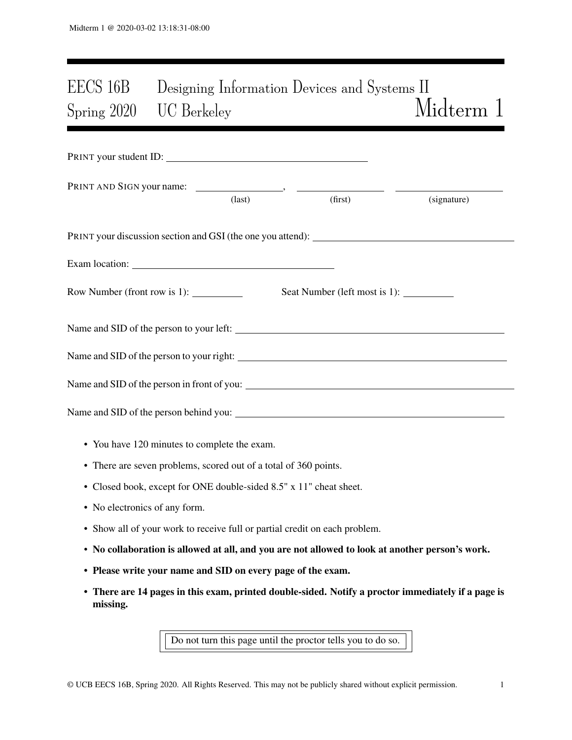# EECS 16B Designing Information Devices and Systems II
## Spring 2020 UC Berkeley — Midterm 1

PRINT your student ID: ________________________________

PRINT AND SIGN your name: ______________, ______________ ______________
(last) (first) (signature)

PRINT your discussion section and GSI (the one you attend): ________________________________

Exam location: ________________________________

Row Number (front row is 1): __________ Seat Number (left most is 1): __________

Name and SID of the person to your left: ________________________________

Name and SID of the person to your right: ________________________________

Name and SID of the person in front of you: ________________________________

Name and SID of the person behind you: ________________________________

- You have 120 minutes to complete the exam.
- There are seven problems, scored out of a total of 360 points.
- Closed book, except for ONE double-sided 8.5" x 11" cheat sheet.
- No electronics of any form.
- Show all of your work to receive full or partial credit on each problem.
- **No collaboration is allowed at all, and you are not allowed to look at another person's work.**
- **Please write your name and SID on every page of the exam.**
- **There are 14 pages in this exam, printed double-sided. Notify a proctor immediately if a page is missing.**

Do not turn this page until the proctor tells you to do so.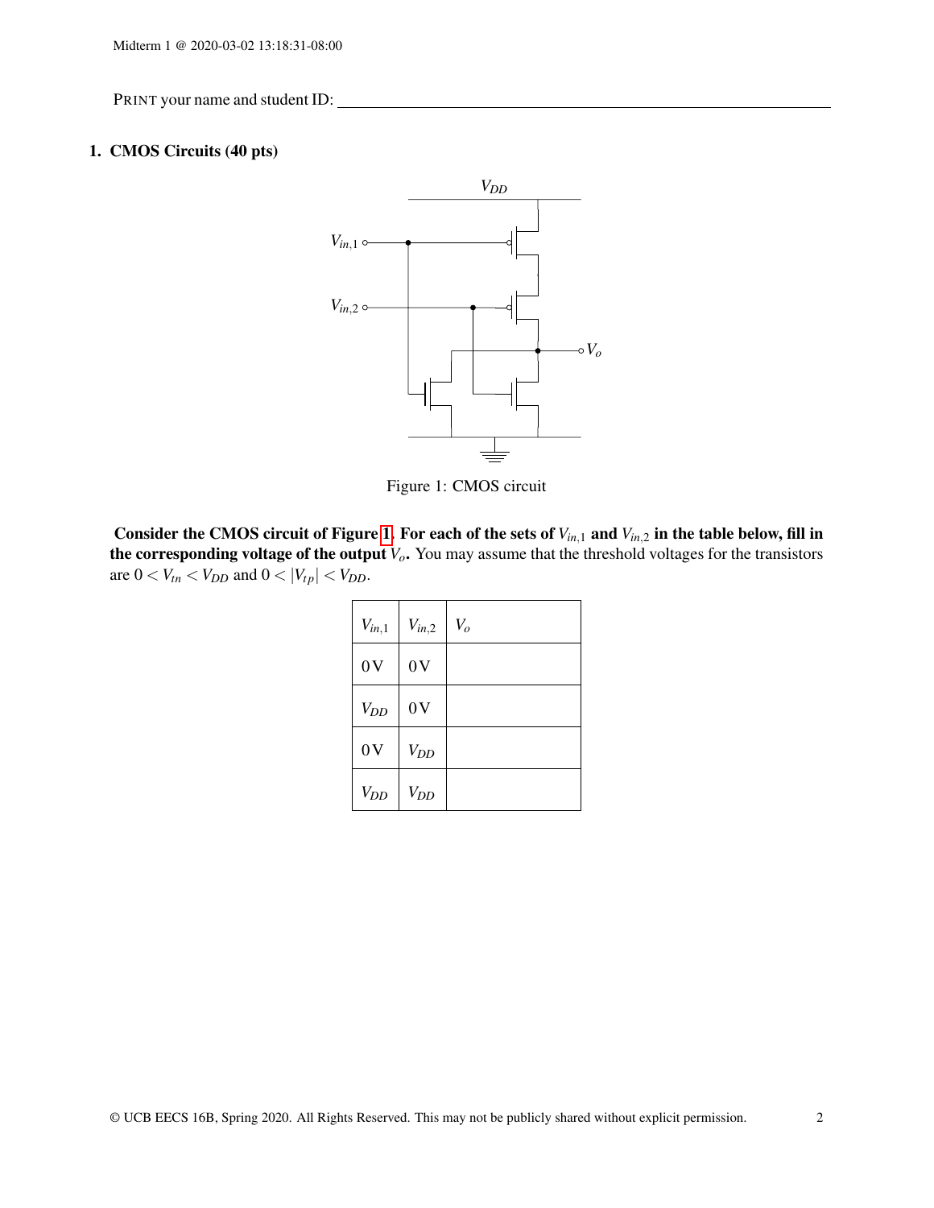PRINT your name and student ID: ______________________________

## 1. CMOS Circuits (40 pts)

Figure 1: CMOS circuit

**Consider the CMOS circuit of Figure 1. For each of the sets of $V_{in,1}$ and $V_{in,2}$ in the table below, fill in the corresponding voltage of the output $V_o$.** You may assume that the threshold voltages for the transistors are $0 < V_{tn} < V_{DD}$ and $0 < |V_{tp}| < V_{DD}$.

| $V_{in,1}$ | $V_{in,2}$ | $V_o$ |
|---|---|---|
| 0 V | 0 V | |
| $V_{DD}$ | 0 V | |
| 0 V | $V_{DD}$ | |
| $V_{DD}$ | $V_{DD}$ | |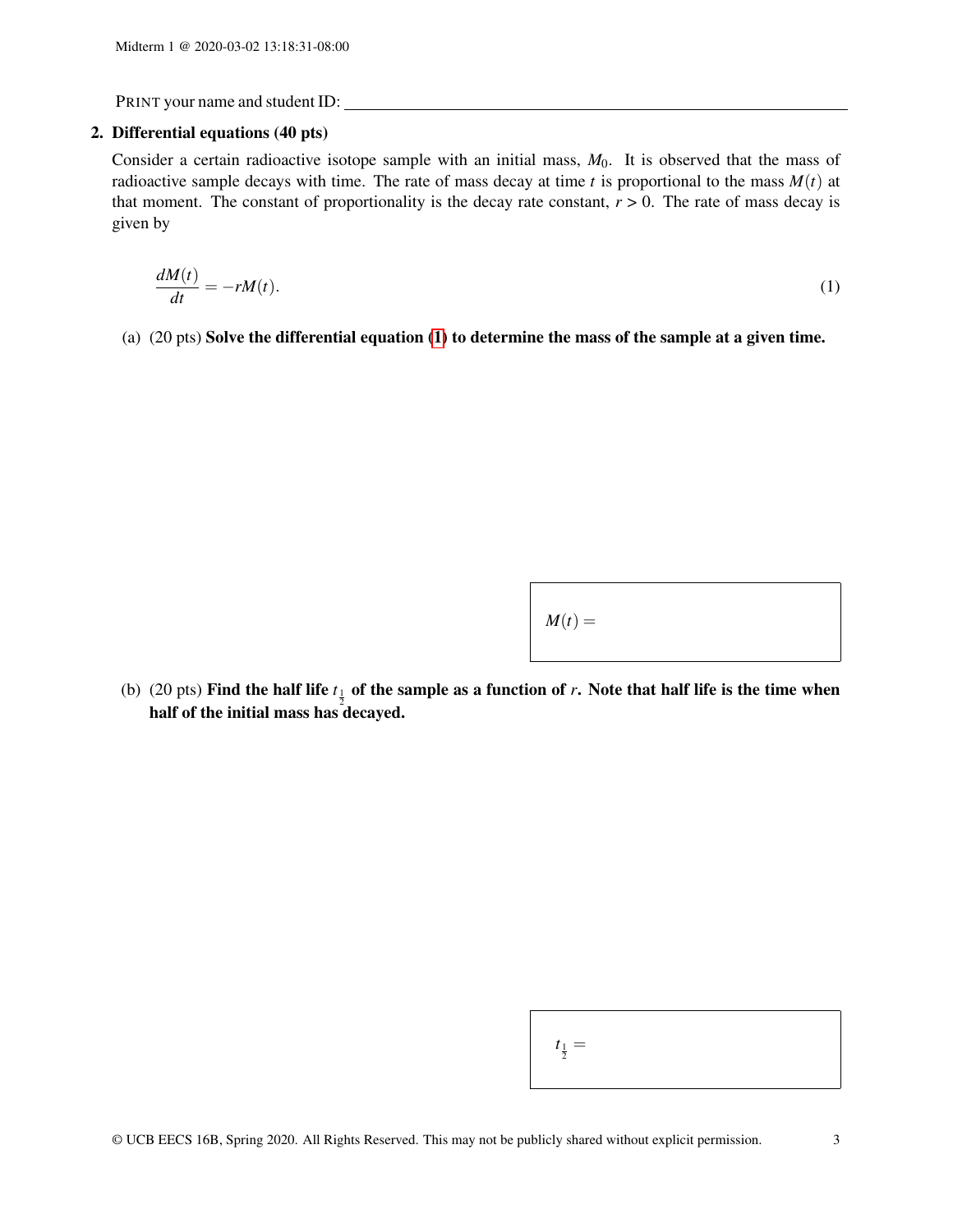PRINT your name and student ID: ____________________________________________

**2. Differential equations (40 pts)**

Consider a certain radioactive isotope sample with an initial mass, $M_0$. It is observed that the mass of radioactive sample decays with time. The rate of mass decay at time $t$ is proportional to the mass $M(t)$ at that moment. The constant of proportionality is the decay rate constant, $r > 0$. The rate of mass decay is given by

$$\frac{dM(t)}{dt} = -rM(t). \tag{1}$$

(a) (20 pts) **Solve the differential equation (1) to determine the mass of the sample at a given time.**

$M(t) =$

(b) (20 pts) **Find the half life $t_{\frac{1}{2}}$ of the sample as a function of $r$. Note that half life is the time when half of the initial mass has decayed.**

$t_{\frac{1}{2}} =$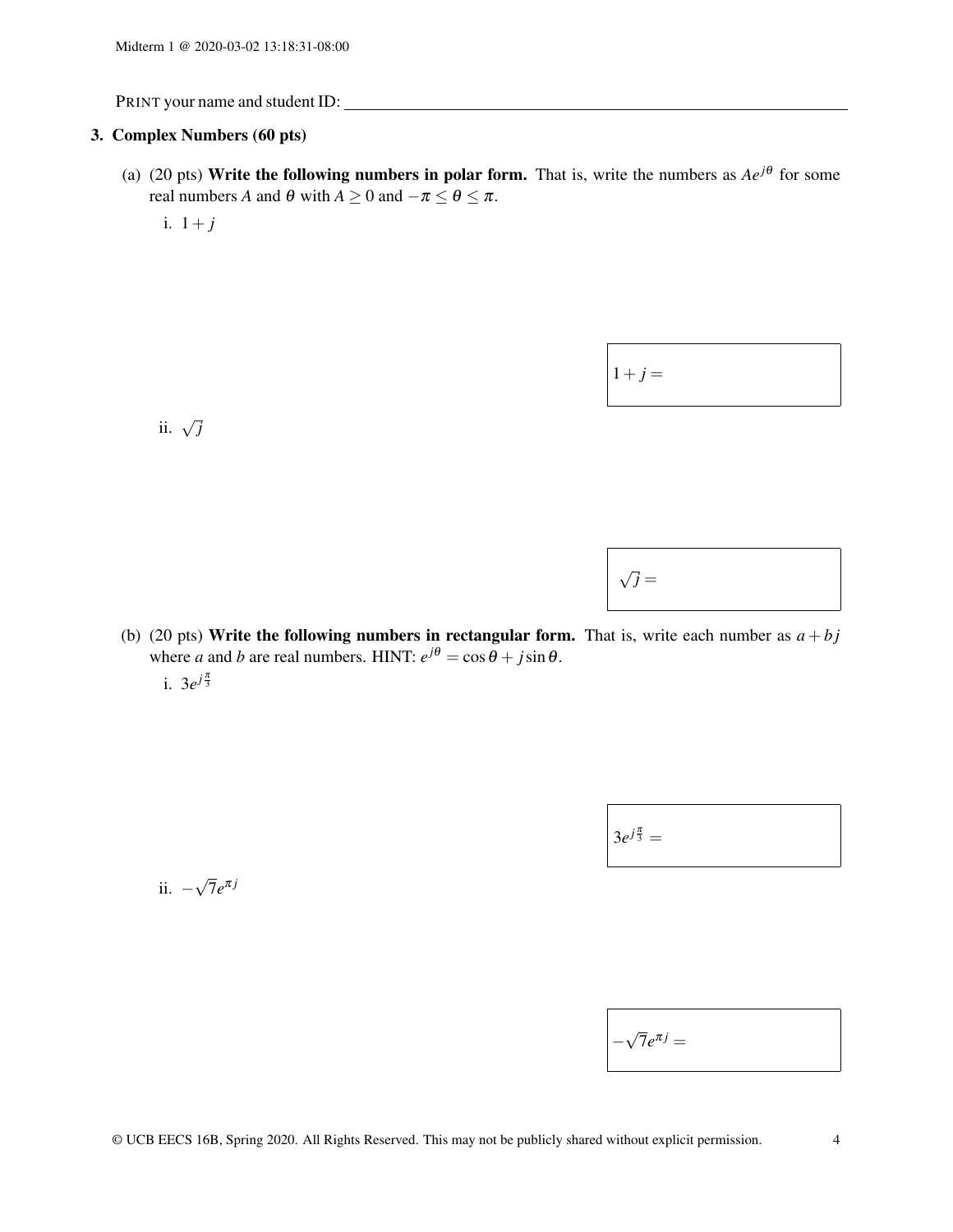PRINT your name and student ID: \_\_\_\_\_\_\_\_\_\_\_\_\_\_\_\_\_\_\_\_\_\_\_\_\_\_\_\_\_\_\_\_\_\_\_\_\_\_\_\_

## 3. Complex Numbers (60 pts)

(a) (20 pts) **Write the following numbers in polar form.** That is, write the numbers as $Ae^{j\theta}$ for some real numbers $A$ and $\theta$ with $A \geq 0$ and $-\pi \leq \theta \leq \pi$.

i. $1 + j$

$1 + j =$

ii. $\sqrt{j}$

$\sqrt{j} =$

(b) (20 pts) **Write the following numbers in rectangular form.** That is, write each number as $a + bj$ where $a$ and $b$ are real numbers. HINT: $e^{j\theta} = \cos\theta + j\sin\theta$.

i. $3e^{j\frac{\pi}{3}}$

$3e^{j\frac{\pi}{3}} =$

ii. $-\sqrt{7}e^{\pi j}$

$-\sqrt{7}e^{\pi j} =$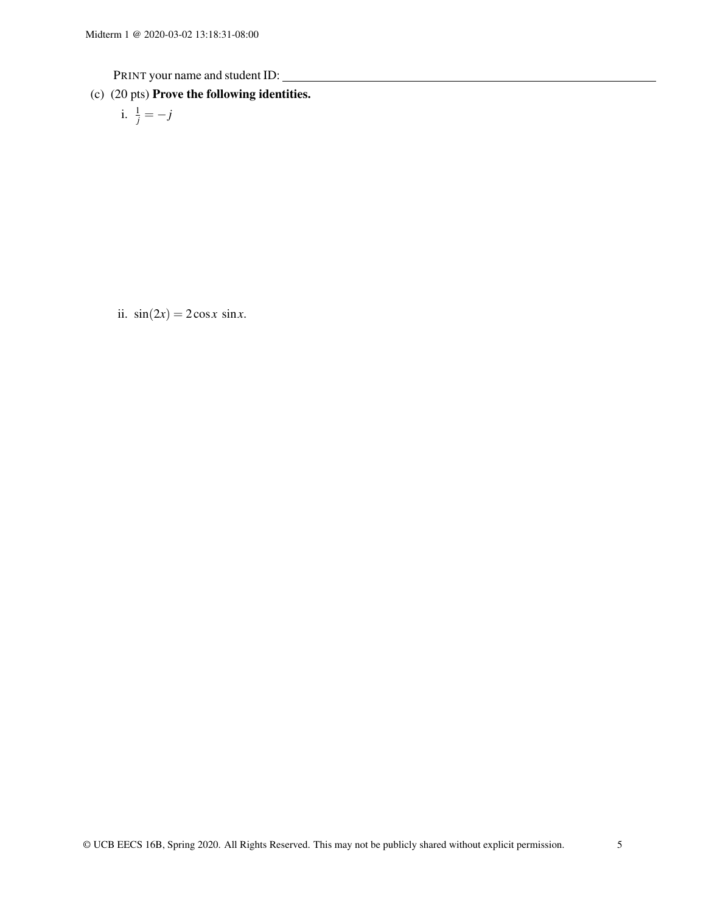PRINT your name and student ID: ______________________________

(c) (20 pts) **Prove the following identities.**

i. $\frac{1}{j} = -j$

ii. $\sin(2x) = 2\cos x \, \sin x$.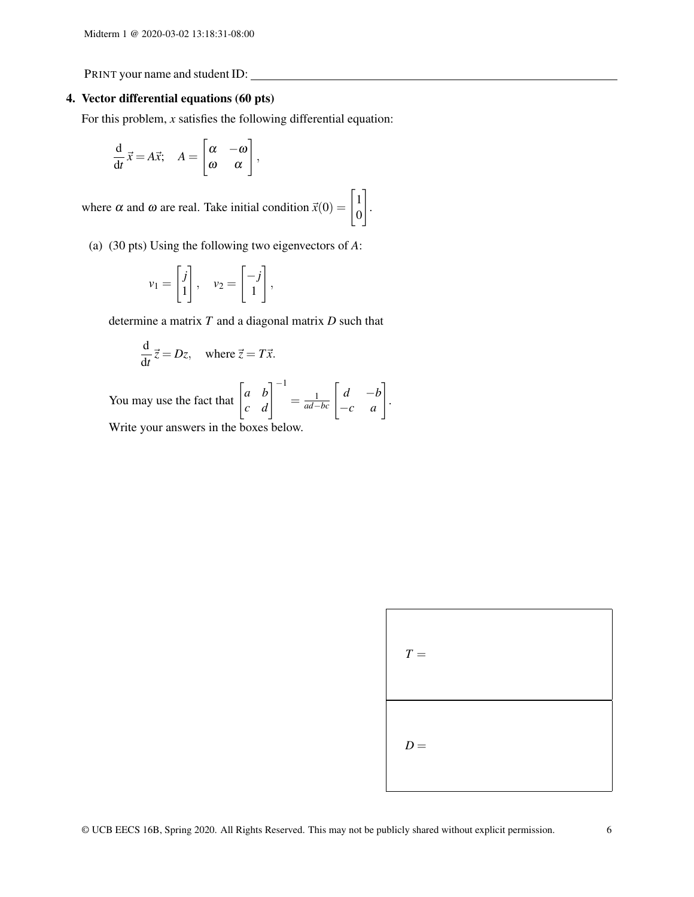PRINT your name and student ID: ____________________

## 4. Vector differential equations (60 pts)

For this problem, $x$ satisfies the following differential equation:

$$\frac{\mathrm{d}}{\mathrm{d}t}\vec{x} = A\vec{x}; \quad A = \begin{bmatrix} \alpha & -\omega \\ \omega & \alpha \end{bmatrix},$$

where $\alpha$ and $\omega$ are real. Take initial condition $\vec{x}(0) = \begin{bmatrix} 1 \\ 0 \end{bmatrix}$.

(a) (30 pts) Using the following two eigenvectors of $A$:

$$v_1 = \begin{bmatrix} j \\ 1 \end{bmatrix}, \quad v_2 = \begin{bmatrix} -j \\ 1 \end{bmatrix},$$

determine a matrix $T$ and a diagonal matrix $D$ such that

$$\frac{\mathrm{d}}{\mathrm{d}t}\vec{z} = Dz, \quad \text{where } \vec{z} = T\vec{x}.$$

You may use the fact that $\begin{bmatrix} a & b \\ c & d \end{bmatrix}^{-1} = \frac{1}{ad-bc}\begin{bmatrix} d & -b \\ -c & a \end{bmatrix}$.

Write your answers in the boxes below.

| |
|---|
| $T =$ |
| $D =$ |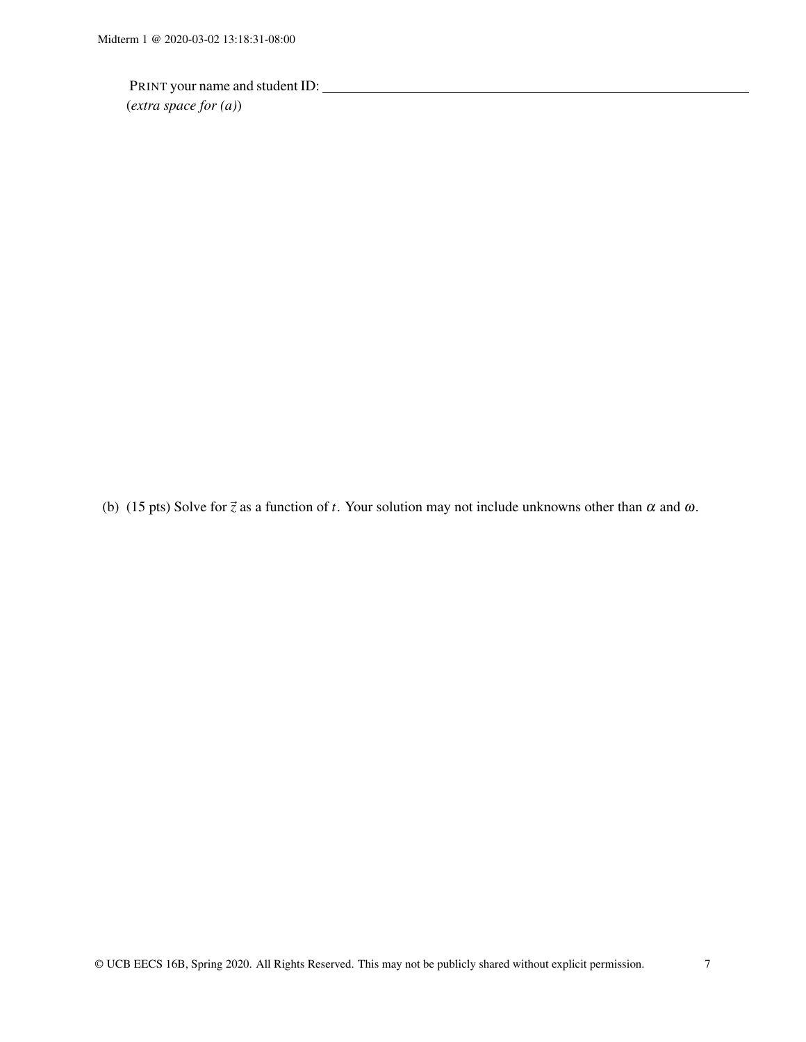PRINT your name and student ID: ______________________________

(*extra space for (a)*)

(b) (15 pts) Solve for $\vec{z}$ as a function of $t$. Your solution may not include unknowns other than $\alpha$ and $\omega$.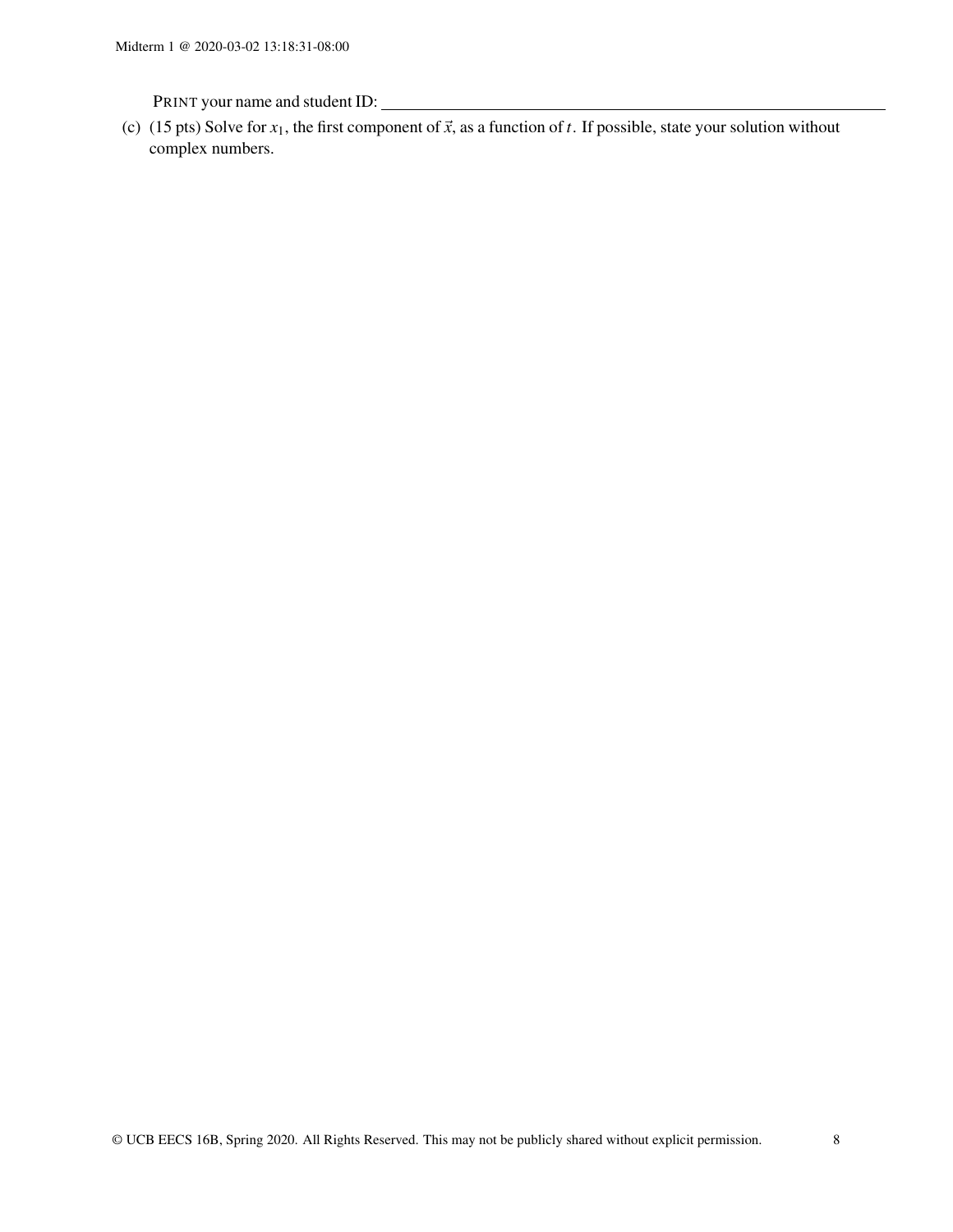PRINT your name and student ID: ______________________________

(c) (15 pts) Solve for $x_1$, the first component of $\vec{x}$, as a function of $t$. If possible, state your solution without complex numbers.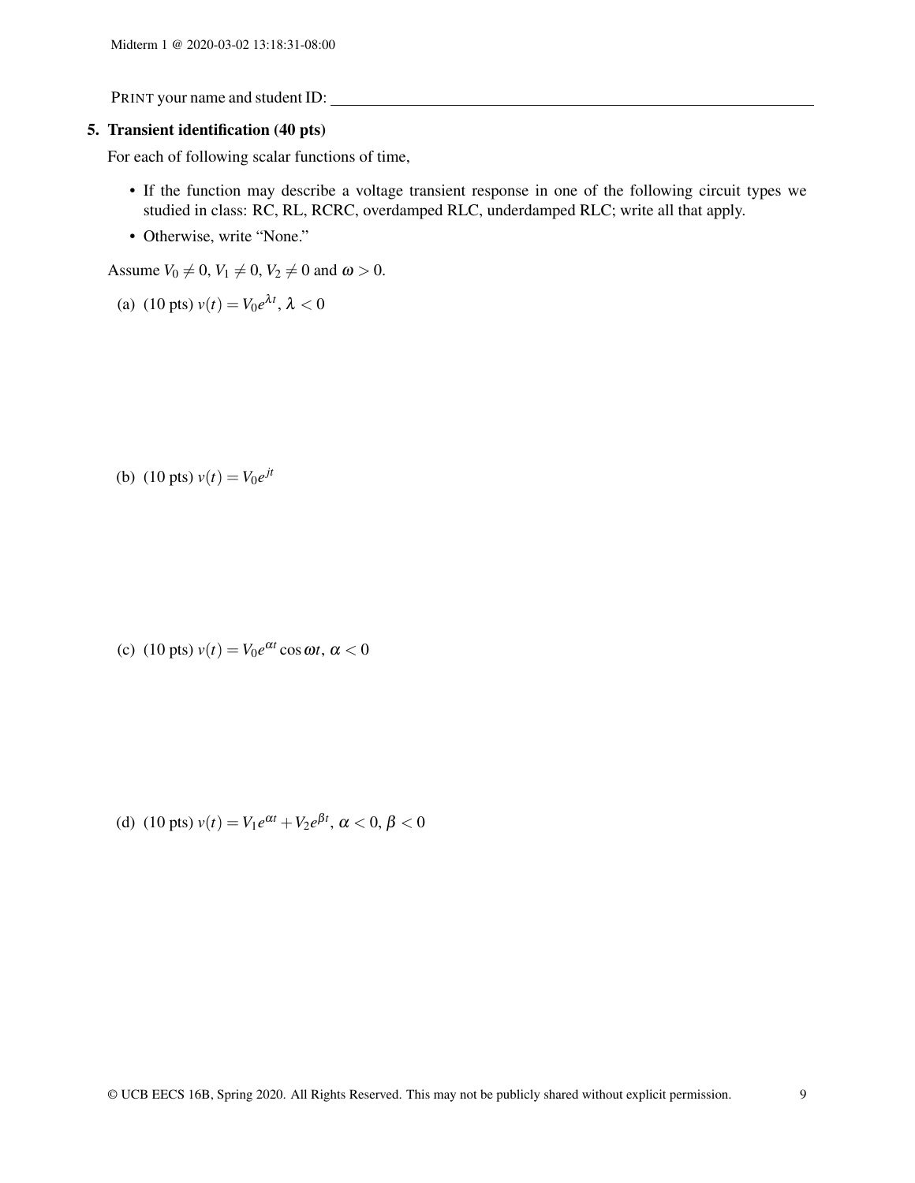PRINT your name and student ID: ____________________

**5. Transient identification (40 pts)**

For each of following scalar functions of time,

- If the function may describe a voltage transient response in one of the following circuit types we studied in class: RC, RL, RCRC, overdamped RLC, underdamped RLC; write all that apply.
- Otherwise, write "None."

Assume $V_0 \neq 0$, $V_1 \neq 0$, $V_2 \neq 0$ and $\omega > 0$.

(a) (10 pts) $v(t) = V_0 e^{\lambda t}$, $\lambda < 0$

(b) (10 pts) $v(t) = V_0 e^{jt}$

(c) (10 pts) $v(t) = V_0 e^{\alpha t} \cos \omega t$, $\alpha < 0$

(d) (10 pts) $v(t) = V_1 e^{\alpha t} + V_2 e^{\beta t}$, $\alpha < 0$, $\beta < 0$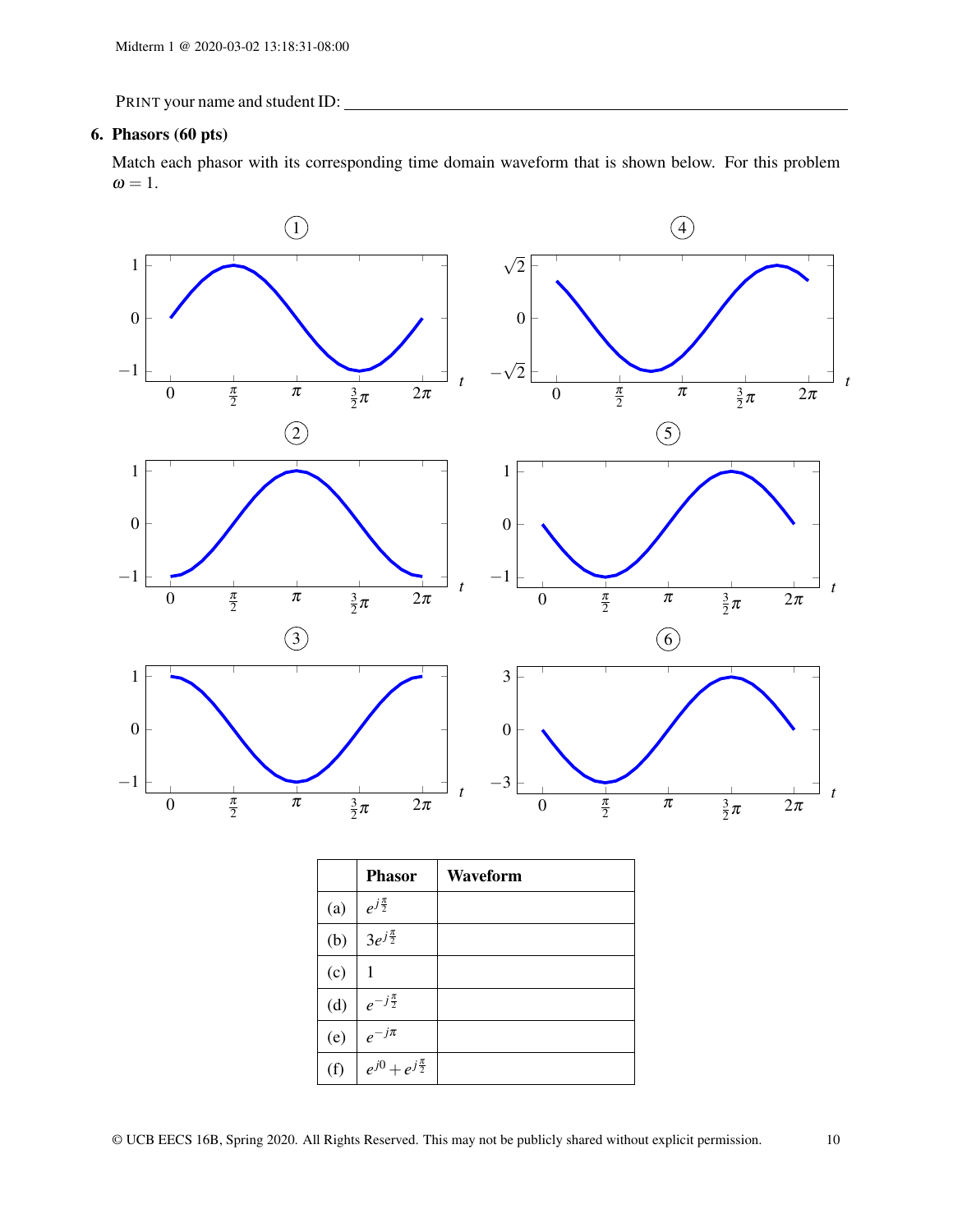PRINT your name and student ID: ______________________________

**6. Phasors (60 pts)**

Match each phasor with its corresponding time domain waveform that is shown below. For this problem $\omega = 1$.

| | Phasor | Waveform |
|---|---|---|
| (a) | $e^{j\frac{\pi}{2}}$ | |
| (b) | $3e^{j\frac{\pi}{2}}$ | |
| (c) | $1$ | |
| (d) | $e^{-j\frac{\pi}{2}}$ | |
| (e) | $e^{-j\pi}$ | |
| (f) | $e^{j0} + e^{j\frac{\pi}{2}}$ | |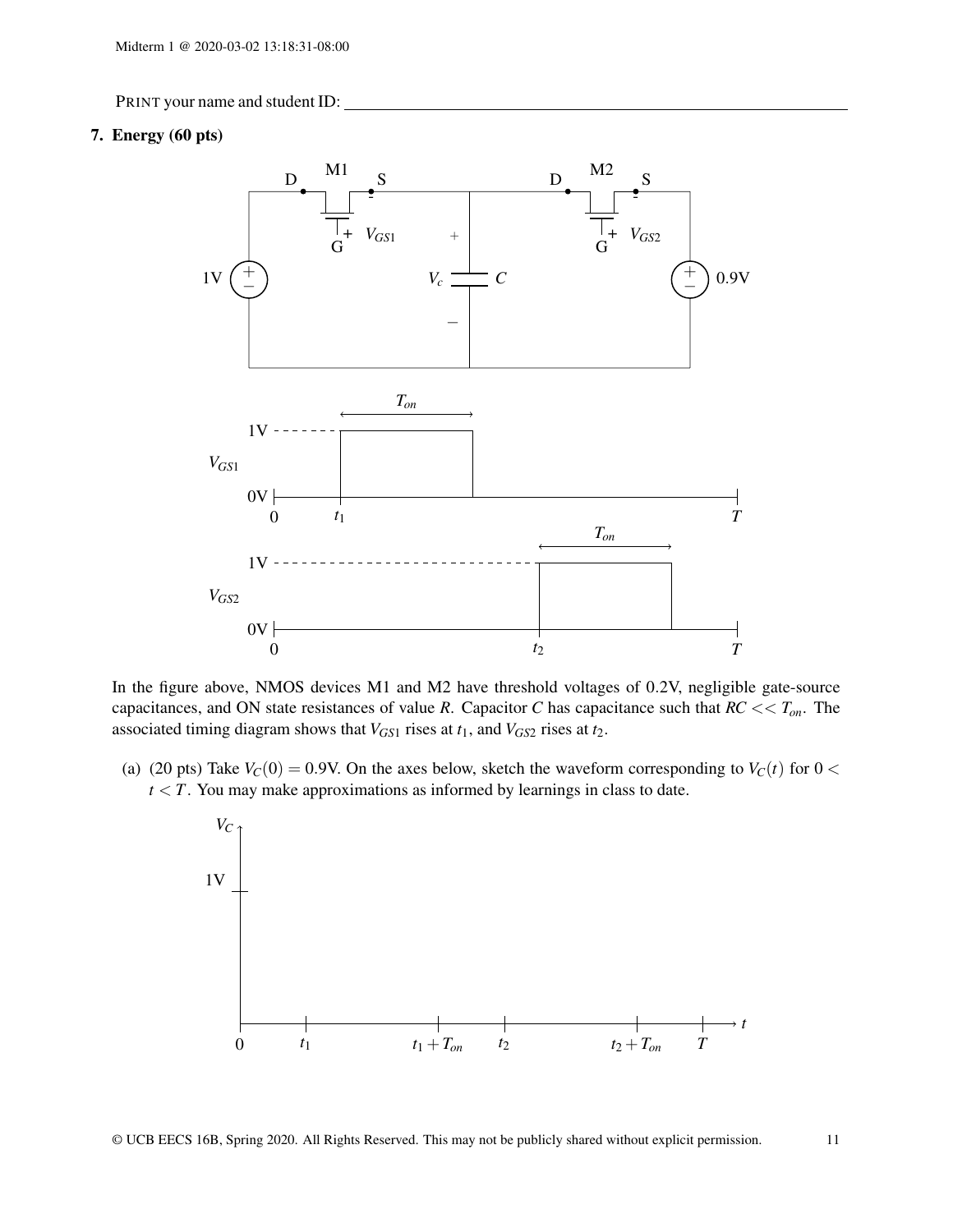PRINT your name and student ID: ____________________

**7. Energy (60 pts)**

In the figure above, NMOS devices M1 and M2 have threshold voltages of 0.2V, negligible gate-source capacitances, and ON state resistances of value $R$. Capacitor $C$ has capacitance such that $RC << T_{on}$. The associated timing diagram shows that $V_{GS1}$ rises at $t_1$, and $V_{GS2}$ rises at $t_2$.

(a) (20 pts) Take $V_C(0) = 0.9\text{V}$. On the axes below, sketch the waveform corresponding to $V_C(t)$ for $0 < t < T$. You may make approximations as informed by learnings in class to date.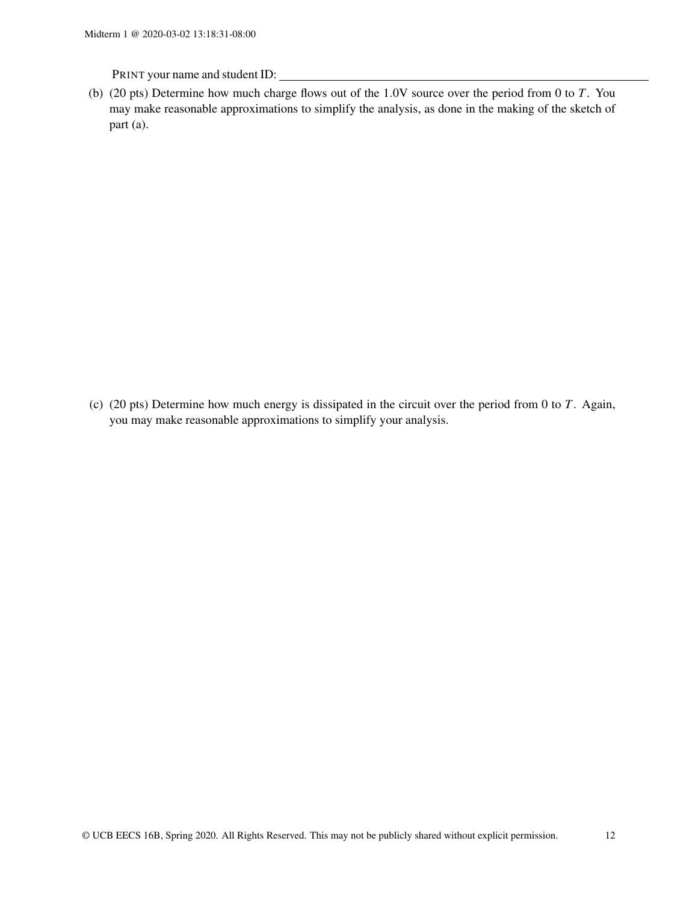PRINT your name and student ID: ____________________________________________

(b) (20 pts) Determine how much charge flows out of the 1.0V source over the period from 0 to $T$. You may make reasonable approximations to simplify the analysis, as done in the making of the sketch of part (a).

(c) (20 pts) Determine how much energy is dissipated in the circuit over the period from 0 to $T$. Again, you may make reasonable approximations to simplify your analysis.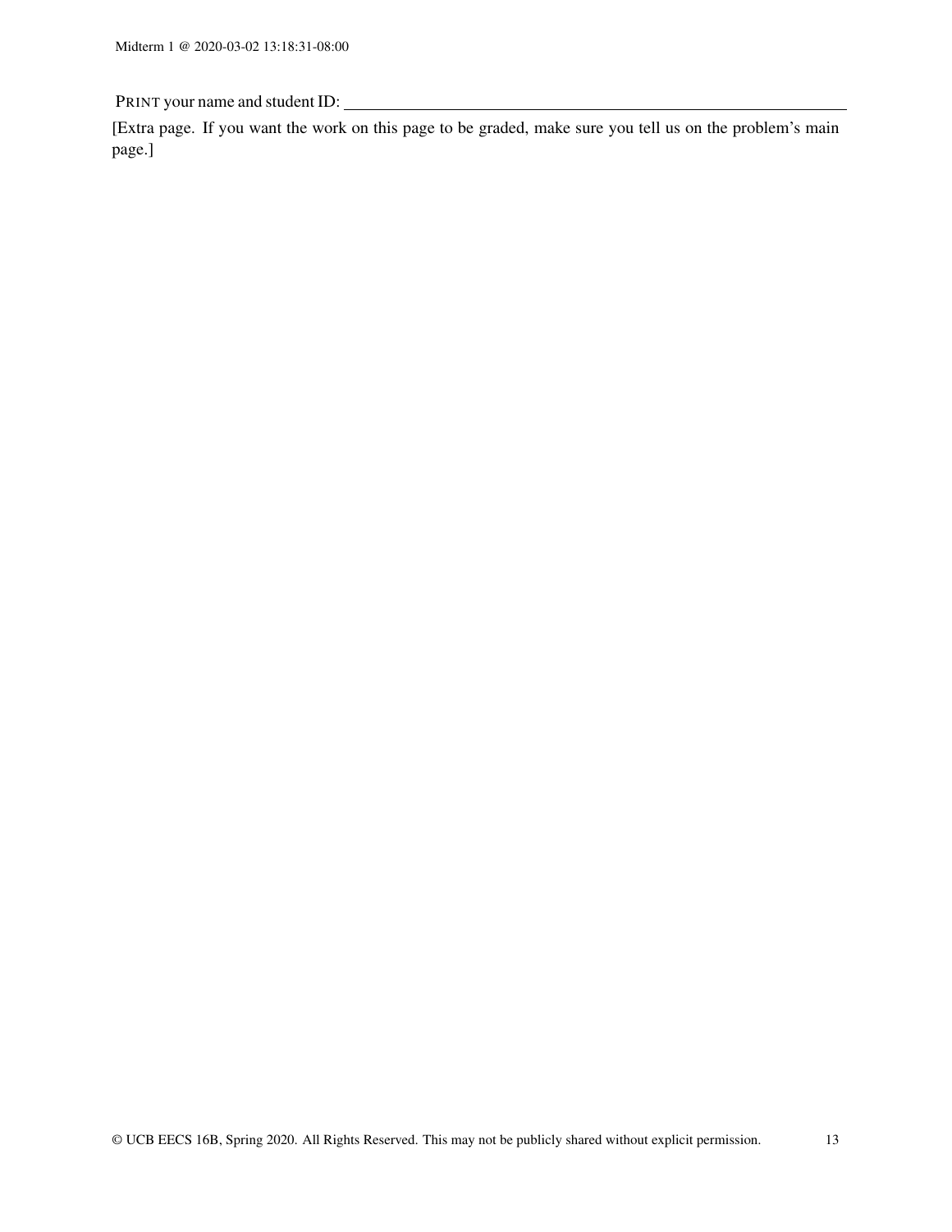PRINT your name and student ID: ____________________________________________

[Extra page. If you want the work on this page to be graded, make sure you tell us on the problem's main page.]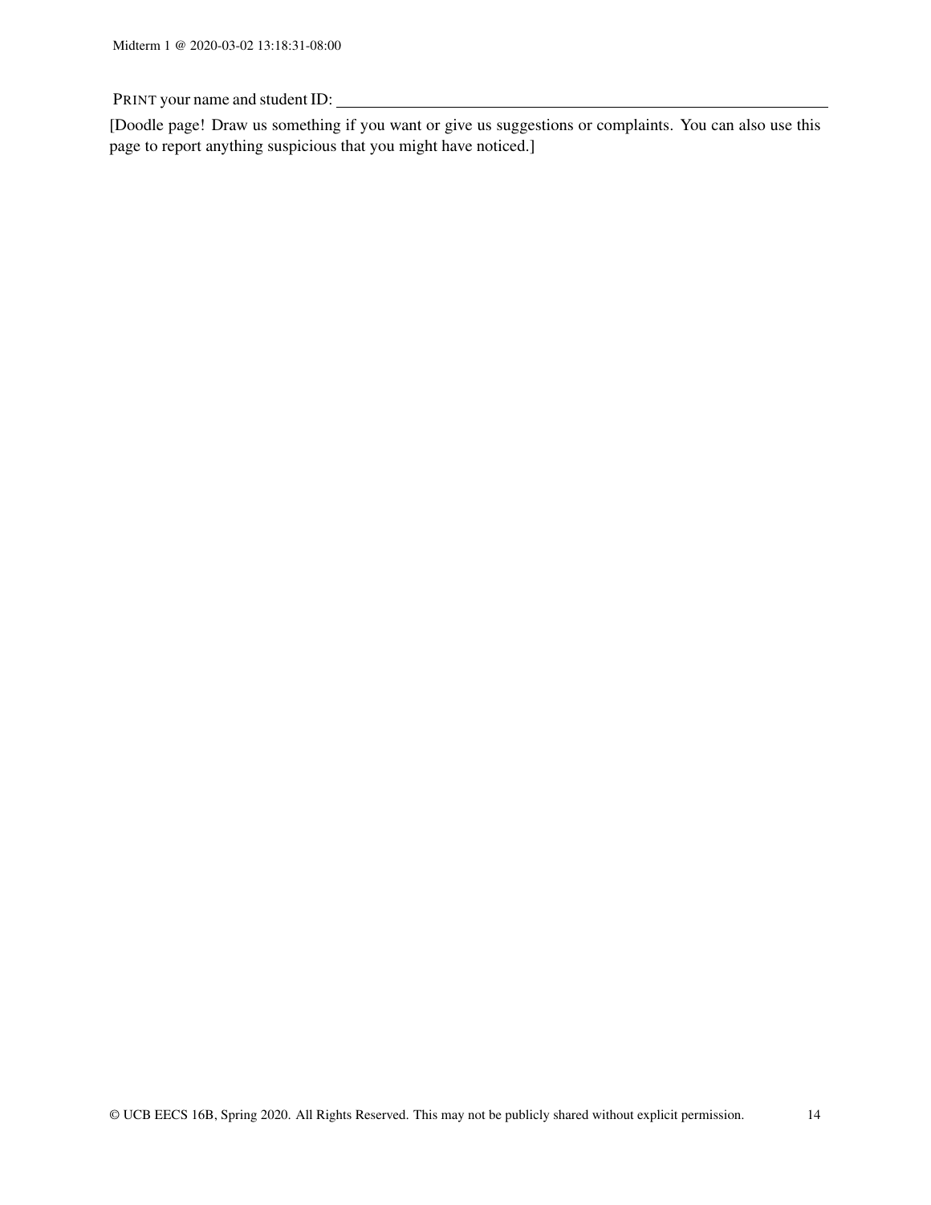PRINT your name and student ID: ________________________________

[Doodle page! Draw us something if you want or give us suggestions or complaints. You can also use this page to report anything suspicious that you might have noticed.]